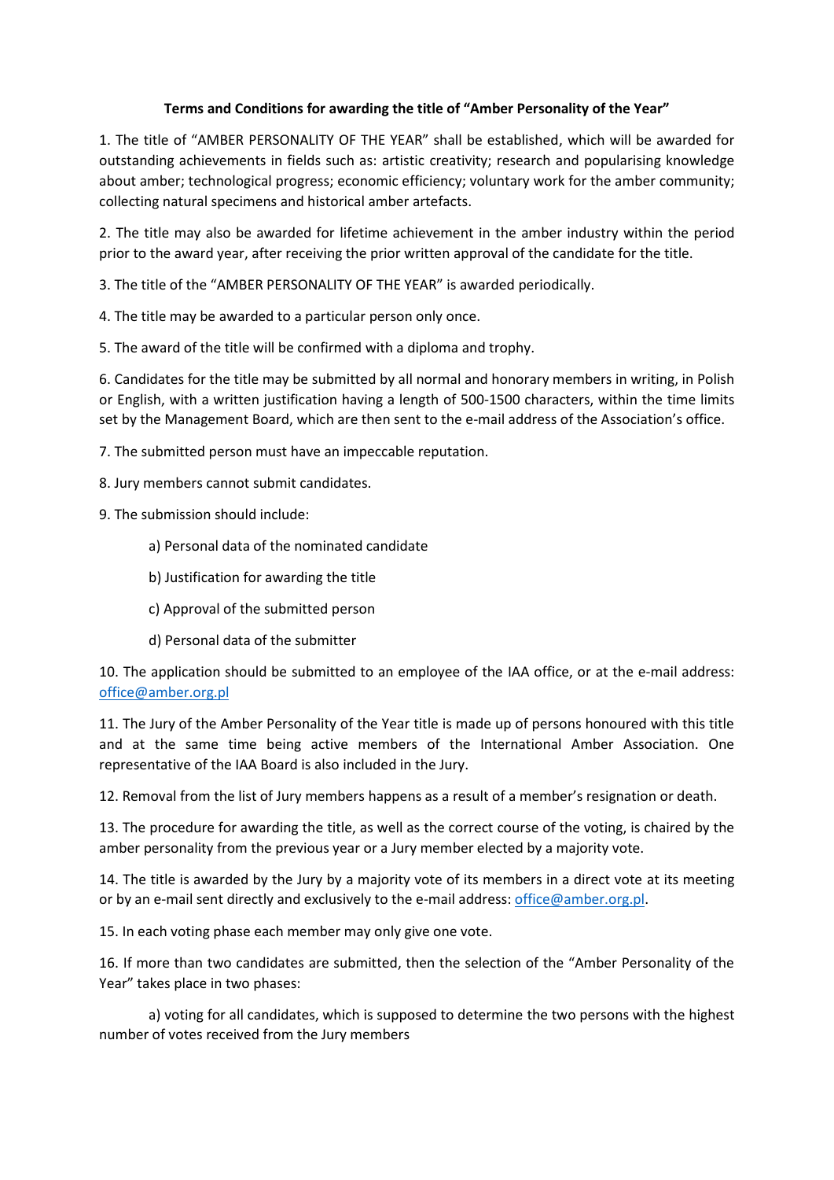**Terms and Conditions for awarding the title of "Amber Personality of the Year"**

1. The title of "AMBER PERSONALITY OF THE YEAR" shall be established, which will be awarded for outstanding achievements in fields such as: artistic creativity; research and popularising knowledge about amber; technological progress; economic efficiency; voluntary work for the amber community; collecting natural specimens and historical amber artefacts.

2. The title may also be awarded for lifetime achievement in the amber industry within the period prior to the award year, after receiving the prior written approval of the candidate for the title.

3. The title of the "AMBER PERSONALITY OF THE YEAR" is awarded periodically.

4. The title may be awarded to a particular person only once.

5. The award of the title will be confirmed with a diploma and trophy.

6. Candidates for the title may be submitted by all normal and honorary members in writing, in Polish or English, with a written justification having a length of 500-1500 characters, within the time limits set by the Management Board, which are then sent to the e-mail address of the Association's office.

7. The submitted person must have an impeccable reputation.

8. Jury members cannot submit candidates.

9. The submission should include:

   a) Personal data of the nominated candidate

   b) Justification for awarding the title

   c) Approval of the submitted person

   d) Personal data of the submitter

10. The application should be submitted to an employee of the IAA office, or at the e-mail address: office@amber.org.pl

11. The Jury of the Amber Personality of the Year title is made up of persons honoured with this title and at the same time being active members of the International Amber Association. One representative of the IAA Board is also included in the Jury.

12. Removal from the list of Jury members happens as a result of a member's resignation or death.

13. The procedure for awarding the title, as well as the correct course of the voting, is chaired by the amber personality from the previous year or a Jury member elected by a majority vote.

14. The title is awarded by the Jury by a majority vote of its members in a direct vote at its meeting or by an e-mail sent directly and exclusively to the e-mail address: office@amber.org.pl.

15. In each voting phase each member may only give one vote.

16. If more than two candidates are submitted, then the selection of the "Amber Personality of the Year" takes place in two phases:

   a) voting for all candidates, which is supposed to determine the two persons with the highest number of votes received from the Jury members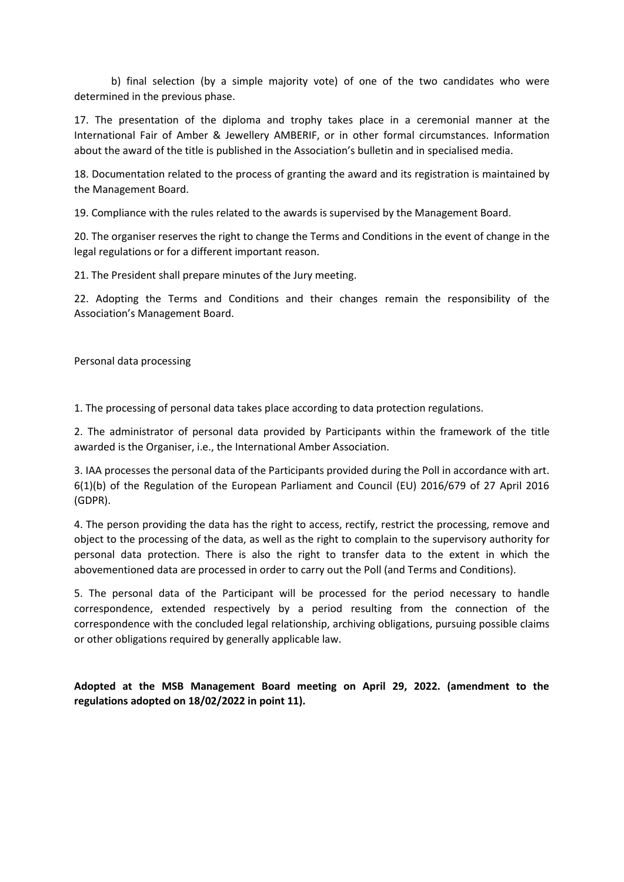b) final selection (by a simple majority vote) of one of the two candidates who were determined in the previous phase.

17. The presentation of the diploma and trophy takes place in a ceremonial manner at the International Fair of Amber & Jewellery AMBERIF, or in other formal circumstances. Information about the award of the title is published in the Association's bulletin and in specialised media.

18. Documentation related to the process of granting the award and its registration is maintained by the Management Board.

19. Compliance with the rules related to the awards is supervised by the Management Board.

20. The organiser reserves the right to change the Terms and Conditions in the event of change in the legal regulations or for a different important reason.

21. The President shall prepare minutes of the Jury meeting.

22. Adopting the Terms and Conditions and their changes remain the responsibility of the Association's Management Board.

Personal data processing

1. The processing of personal data takes place according to data protection regulations.

2. The administrator of personal data provided by Participants within the framework of the title awarded is the Organiser, i.e., the International Amber Association.

3. IAA processes the personal data of the Participants provided during the Poll in accordance with art. 6(1)(b) of the Regulation of the European Parliament and Council (EU) 2016/679 of 27 April 2016 (GDPR).

4. The person providing the data has the right to access, rectify, restrict the processing, remove and object to the processing of the data, as well as the right to complain to the supervisory authority for personal data protection. There is also the right to transfer data to the extent in which the abovementioned data are processed in order to carry out the Poll (and Terms and Conditions).

5. The personal data of the Participant will be processed for the period necessary to handle correspondence, extended respectively by a period resulting from the connection of the correspondence with the concluded legal relationship, archiving obligations, pursuing possible claims or other obligations required by generally applicable law.

**Adopted at the MSB Management Board meeting on April 29, 2022. (amendment to the regulations adopted on 18/02/2022 in point 11).**